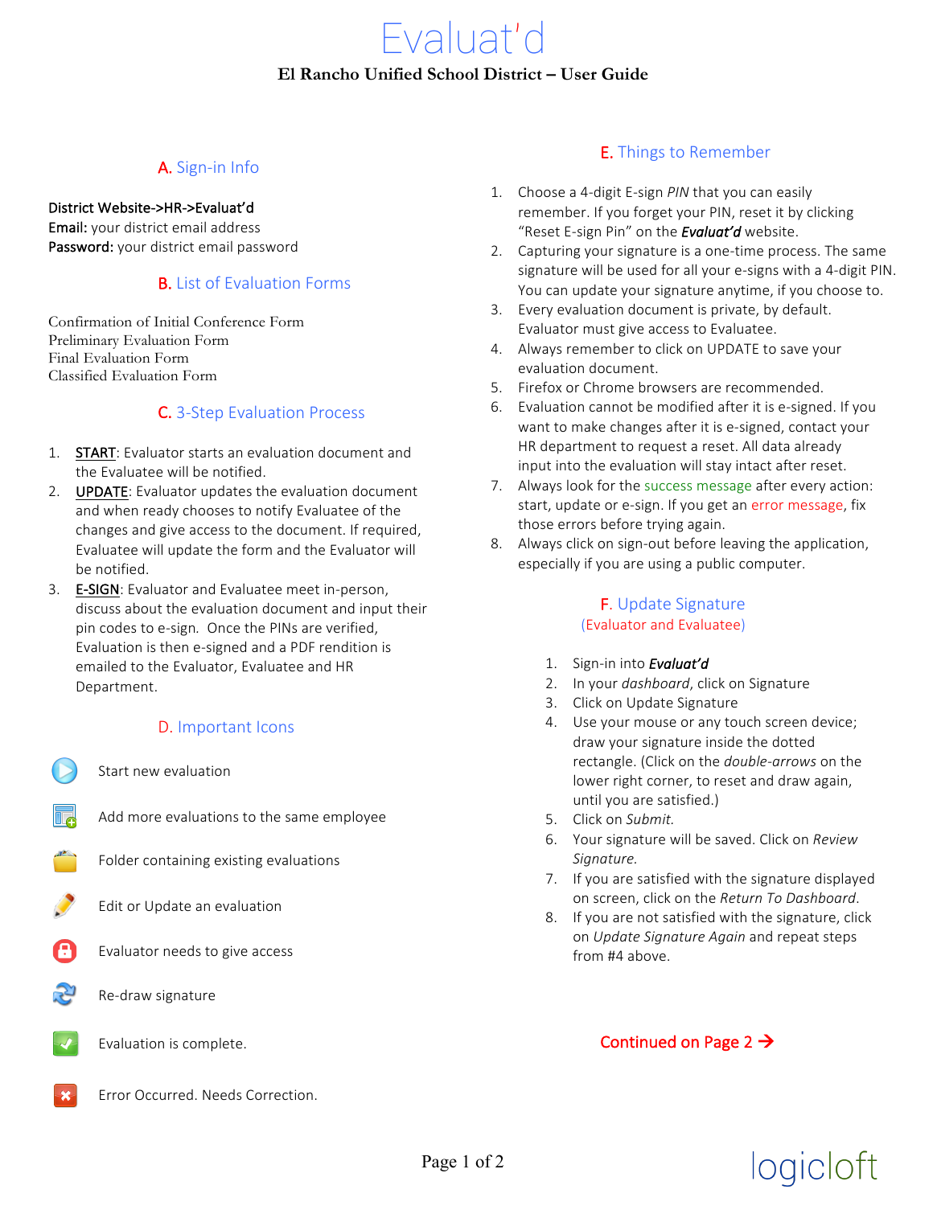# Evaluat'd

**El Rancho Unified School District – User Guide**

## A. Sign-in Info

**District Website->HR->Evaluat'd**
**Email:** your district email address
**Password:** your district email password

## B. List of Evaluation Forms

Confirmation of Initial Conference Form
Preliminary Evaluation Form
Final Evaluation Form
Classified Evaluation Form

## C. 3-Step Evaluation Process

1. START: Evaluator starts an evaluation document and the Evaluatee will be notified.
2. UPDATE: Evaluator updates the evaluation document and when ready chooses to notify Evaluatee of the changes and give access to the document. If required, Evaluatee will update the form and the Evaluator will be notified.
3. E-SIGN: Evaluator and Evaluatee meet in-person, discuss about the evaluation document and input their pin codes to e-sign. Once the PINs are verified, Evaluation is then e-signed and a PDF rendition is emailed to the Evaluator, Evaluatee and HR Department.

## D. Important Icons

- Start new evaluation
- Add more evaluations to the same employee
- Folder containing existing evaluations
- Edit or Update an evaluation
- Evaluator needs to give access
- Re-draw signature
- Evaluation is complete.
- Error Occurred. Needs Correction.

## E. Things to Remember

1. Choose a 4-digit E-sign *PIN* that you can easily remember. If you forget your PIN, reset it by clicking "Reset E-sign Pin" on the ***Evaluat'd*** website.
2. Capturing your signature is a one-time process. The same signature will be used for all your e-signs with a 4-digit PIN. You can update your signature anytime, if you choose to.
3. Every evaluation document is private, by default. Evaluator must give access to Evaluatee.
4. Always remember to click on UPDATE to save your evaluation document.
5. Firefox or Chrome browsers are recommended.
6. Evaluation cannot be modified after it is e-signed. If you want to make changes after it is e-signed, contact your HR department to request a reset. All data already input into the evaluation will stay intact after reset.
7. Always look for the success message after every action: start, update or e-sign. If you get an error message, fix those errors before trying again.
8. Always click on sign-out before leaving the application, especially if you are using a public computer.

## F. Update Signature

(Evaluator and Evaluatee)

1. Sign-in into ***Evaluat'd***
2. In your *dashboard*, click on Signature
3. Click on Update Signature
4. Use your mouse or any touch screen device; draw your signature inside the dotted rectangle. (Click on the *double-arrows* on the lower right corner, to reset and draw again, until you are satisfied.)
5. Click on *Submit.*
6. Your signature will be saved. Click on *Review Signature.*
7. If you are satisfied with the signature displayed on screen, click on the *Return To Dashboard*.
8. If you are not satisfied with the signature, click on *Update Signature Again* and repeat steps from #4 above.

Continued on Page 2 →

logicloft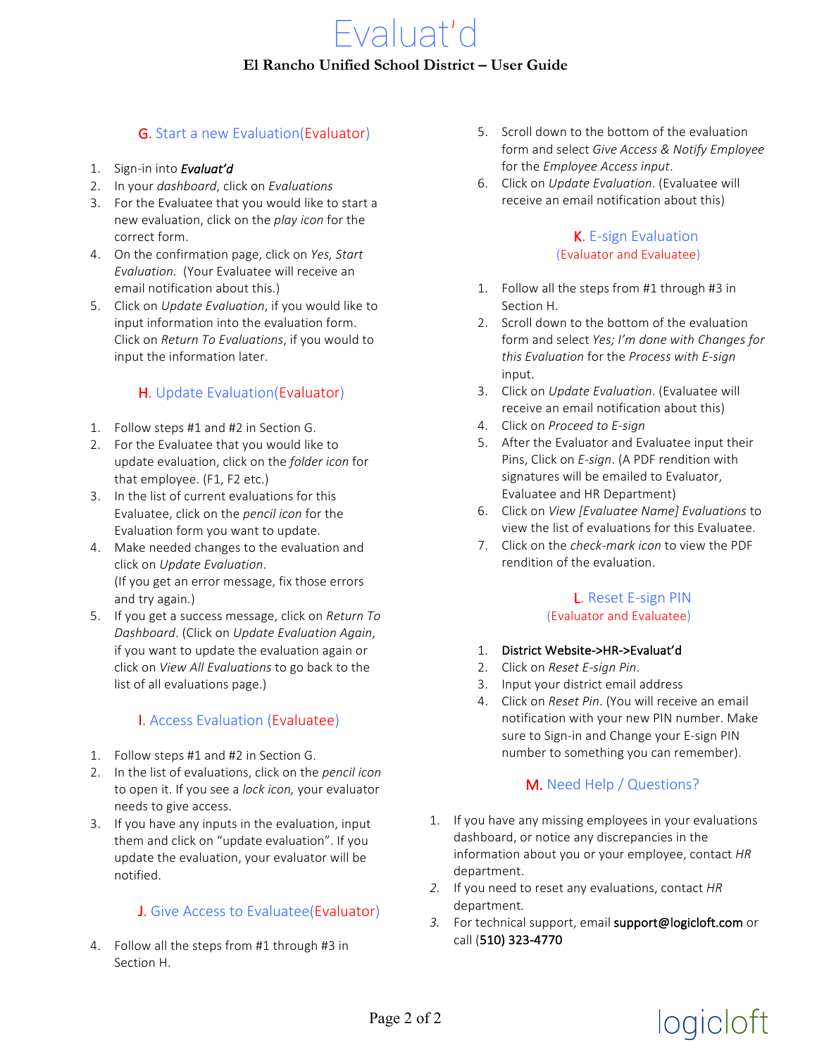# Evaluat'd

**El Rancho Unified School District – User Guide**

## G. Start a new Evaluation(Evaluator)

1. Sign-in into ***Evaluat'd***
2. In your *dashboard*, click on *Evaluations*
3. For the Evaluatee that you would like to start a new evaluation, click on the *play icon* for the correct form.
4. On the confirmation page, click on *Yes, Start Evaluation.* (Your Evaluatee will receive an email notification about this.)
5. Click on *Update Evaluation*, if you would like to input information into the evaluation form. Click on *Return To Evaluations*, if you would to input the information later.

## H. Update Evaluation(Evaluator)

1. Follow steps #1 and #2 in Section G.
2. For the Evaluatee that you would like to update evaluation, click on the *folder icon* for that employee. (F1, F2 etc.)
3. In the list of current evaluations for this Evaluatee, click on the *pencil icon* for the Evaluation form you want to update.
4. Make needed changes to the evaluation and click on *Update Evaluation*.
   (If you get an error message, fix those errors and try again.)
5. If you get a success message, click on *Return To Dashboard*. (Click on *Update Evaluation Again*, if you want to update the evaluation again or click on *View All Evaluations* to go back to the list of all evaluations page.)

## I. Access Evaluation (Evaluatee)

1. Follow steps #1 and #2 in Section G.
2. In the list of evaluations, click on the *pencil icon* to open it. If you see a *lock icon,* your evaluator needs to give access.
3. If you have any inputs in the evaluation, input them and click on "update evaluation". If you update the evaluation, your evaluator will be notified.

## J. Give Access to Evaluatee(Evaluator)

4. Follow all the steps from #1 through #3 in Section H.
5. Scroll down to the bottom of the evaluation form and select *Give Access & Notify Employee* for the *Employee Access input*.
6. Click on *Update Evaluation*. (Evaluatee will receive an email notification about this)

## K. E-sign Evaluation
(Evaluator and Evaluatee)

1. Follow all the steps from #1 through #3 in Section H.
2. Scroll down to the bottom of the evaluation form and select *Yes; I'm done with Changes for this Evaluation* for the *Process with E-sign* input.
3. Click on *Update Evaluation*. (Evaluatee will receive an email notification about this)
4. Click on *Proceed to E-sign*
5. After the Evaluator and Evaluatee input their Pins, Click on *E-sign*. (A PDF rendition with signatures will be emailed to Evaluator, Evaluatee and HR Department)
6. Click on *View [Evaluatee Name] Evaluations* to view the list of evaluations for this Evaluatee.
7. Click on the *check-mark icon* to view the PDF rendition of the evaluation.

## L. Reset E-sign PIN
(Evaluator and Evaluatee)

1. District Website->HR->Evaluat'd
2. Click on *Reset E-sign Pin*.
3. Input your district email address
4. Click on *Reset Pin*. (You will receive an email notification with your new PIN number. Make sure to Sign-in and Change your E-sign PIN number to something you can remember).

## M. Need Help / Questions?

1. If you have any missing employees in your evaluations dashboard, or notice any discrepancies in the information about you or your employee, contact *HR* department.
2. If you need to reset any evaluations, contact *HR* department.
3. For technical support, email support@logicloft.com or call (510) 323-4770

logicloft